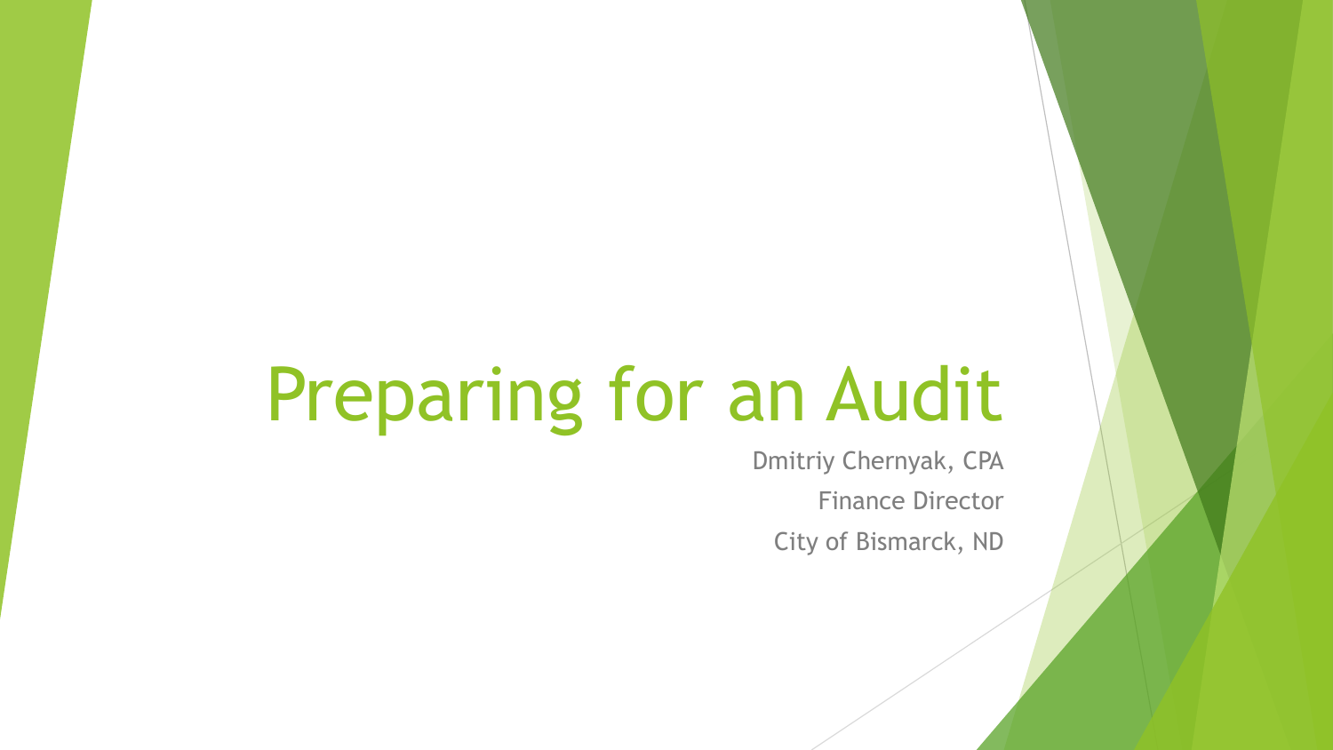# Preparing for an Audit

Dmitriy Chernyak, CPA

Finance Director

City of Bismarck, ND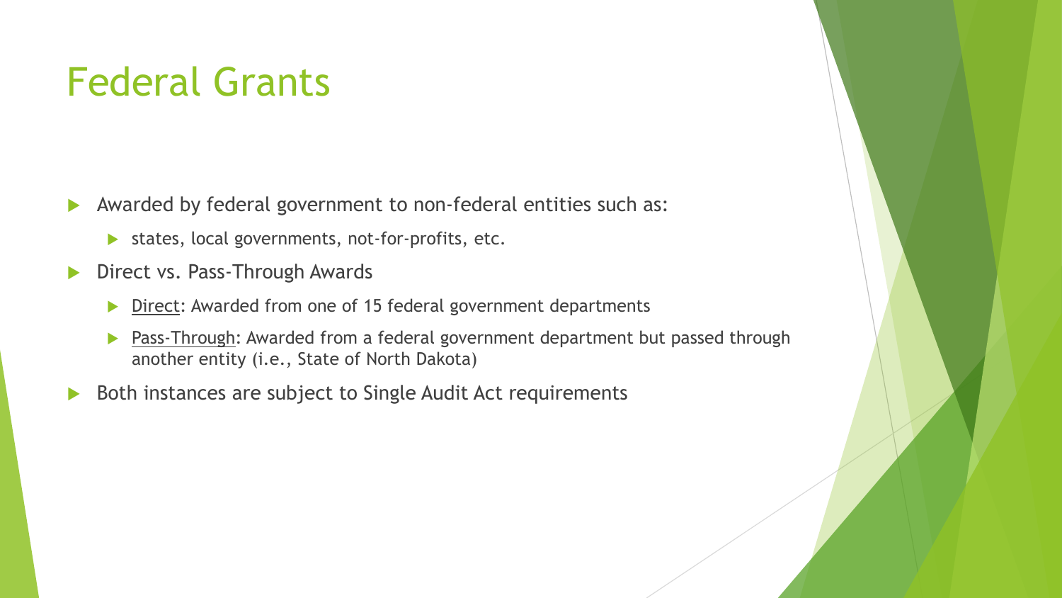# Federal Grants

- Awarded by federal government to non-federal entities such as:
  - states, local governments, not-for-profits, etc.
- Direct vs. Pass-Through Awards
  - Direct: Awarded from one of 15 federal government departments
  - Pass-Through: Awarded from a federal government department but passed through another entity (i.e., State of North Dakota)
- Both instances are subject to Single Audit Act requirements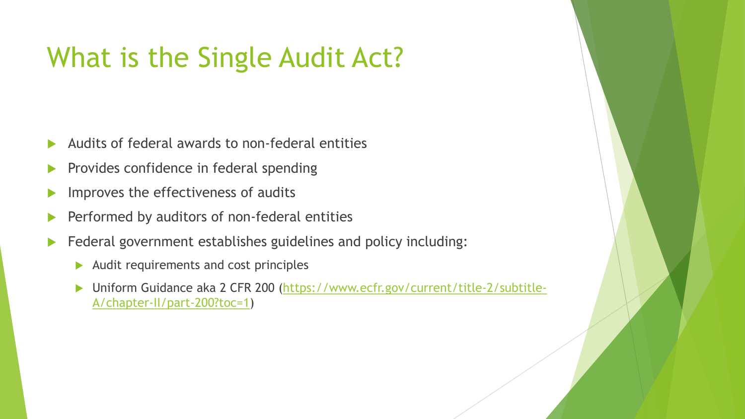# What is the Single Audit Act?

- Audits of federal awards to non-federal entities
- Provides confidence in federal spending
- Improves the effectiveness of audits
- Performed by auditors of non-federal entities
- Federal government establishes guidelines and policy including:
  - Audit requirements and cost principles
  - Uniform Guidance aka 2 CFR 200 (https://www.ecfr.gov/current/title-2/subtitle-A/chapter-II/part-200?toc=1)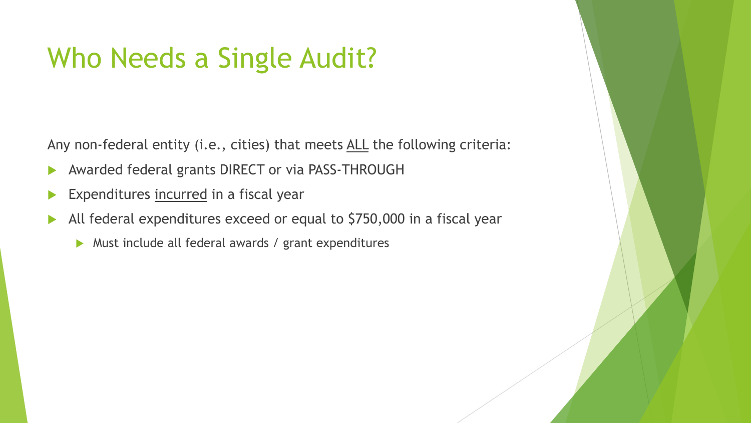# Who Needs a Single Audit?

Any non-federal entity (i.e., cities) that meets <u>ALL</u> the following criteria:

- Awarded federal grants DIRECT or via PASS-THROUGH
- Expenditures <u>incurred</u> in a fiscal year
- All federal expenditures exceed or equal to $750,000 in a fiscal year
  - Must include all federal awards / grant expenditures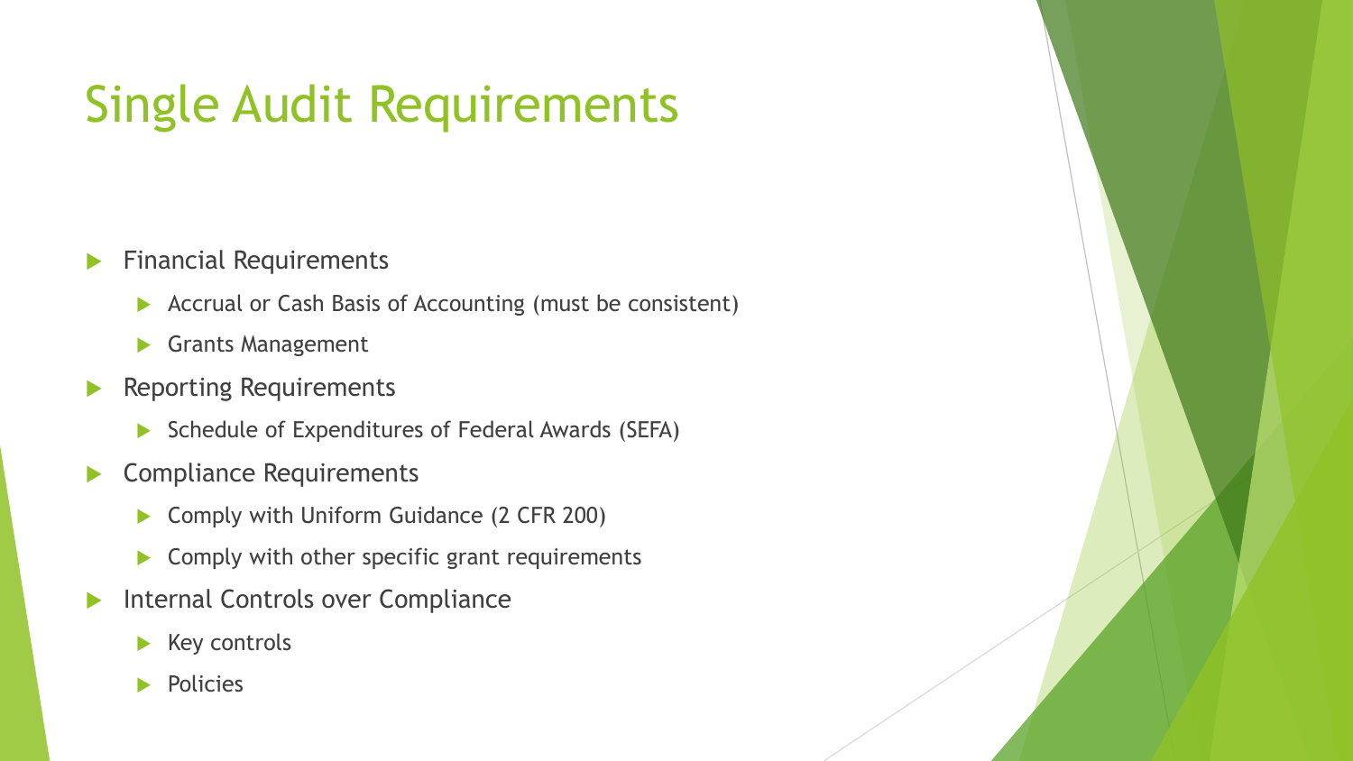# Single Audit Requirements

- Financial Requirements
  - Accrual or Cash Basis of Accounting (must be consistent)
  - Grants Management
- Reporting Requirements
  - Schedule of Expenditures of Federal Awards (SEFA)
- Compliance Requirements
  - Comply with Uniform Guidance (2 CFR 200)
  - Comply with other specific grant requirements
- Internal Controls over Compliance
  - Key controls
  - Policies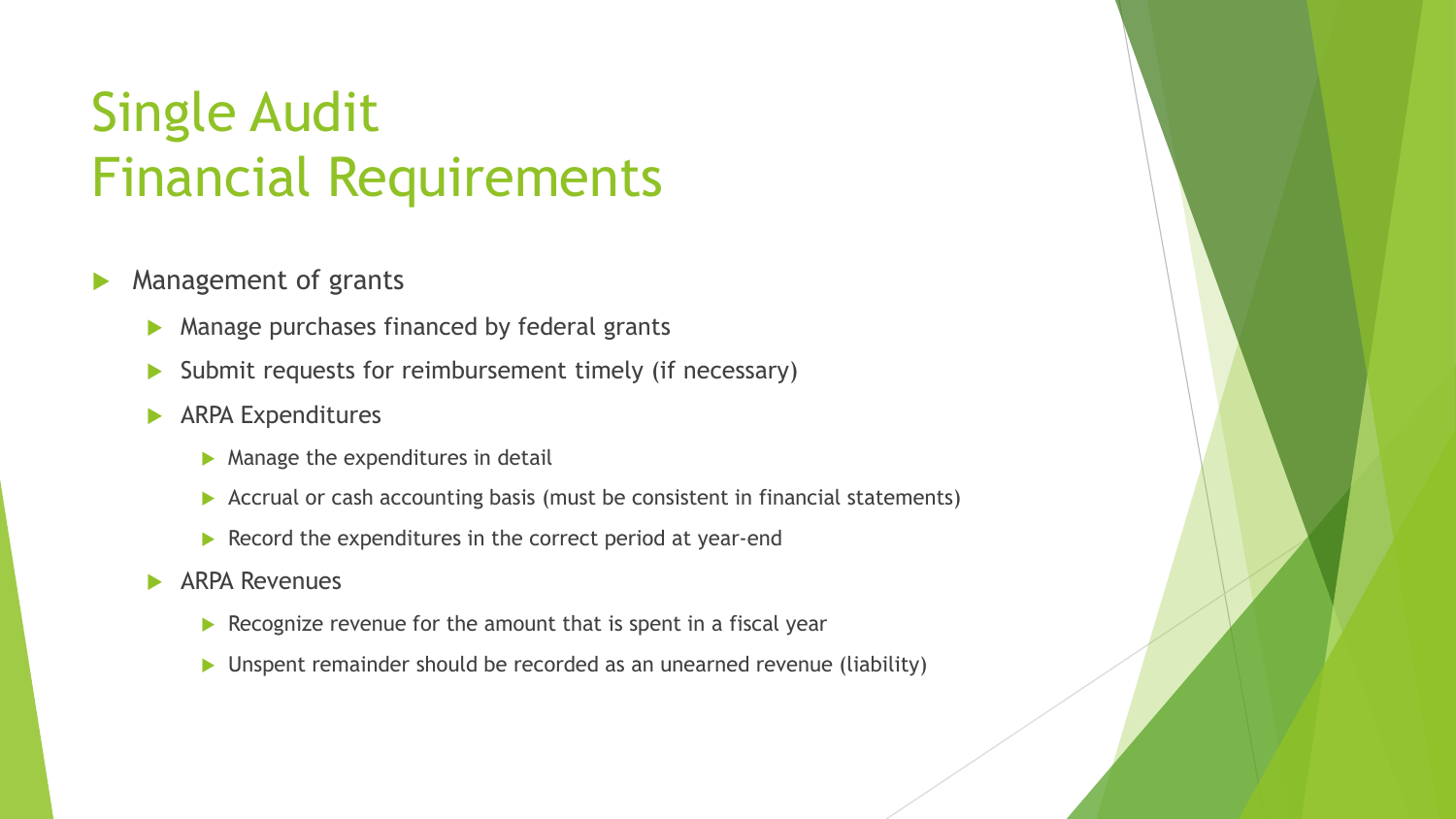# Single Audit Financial Requirements

- Management of grants
  - Manage purchases financed by federal grants
  - Submit requests for reimbursement timely (if necessary)
  - ARPA Expenditures
    - Manage the expenditures in detail
    - Accrual or cash accounting basis (must be consistent in financial statements)
    - Record the expenditures in the correct period at year-end
  - ARPA Revenues
    - Recognize revenue for the amount that is spent in a fiscal year
    - Unspent remainder should be recorded as an unearned revenue (liability)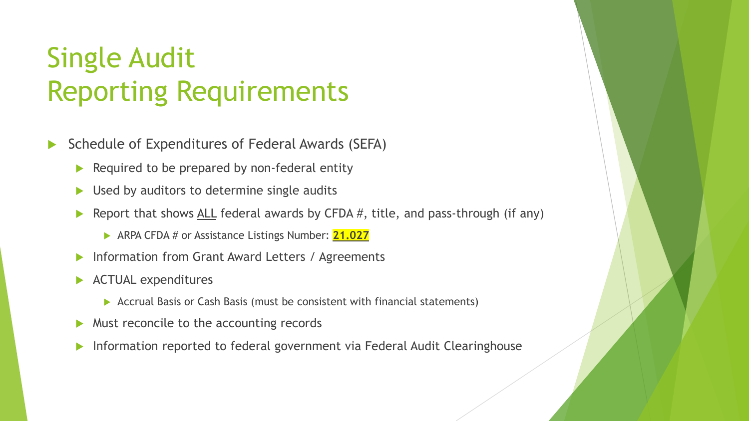# Single Audit Reporting Requirements

- Schedule of Expenditures of Federal Awards (SEFA)
  - Required to be prepared by non-federal entity
  - Used by auditors to determine single audits
  - Report that shows <u>ALL</u> federal awards by CFDA #, title, and pass-through (if any)
    - ARPA CFDA # or Assistance Listings Number: **21.027**
  - Information from Grant Award Letters / Agreements
  - ACTUAL expenditures
    - Accrual Basis or Cash Basis (must be consistent with financial statements)
  - Must reconcile to the accounting records
  - Information reported to federal government via Federal Audit Clearinghouse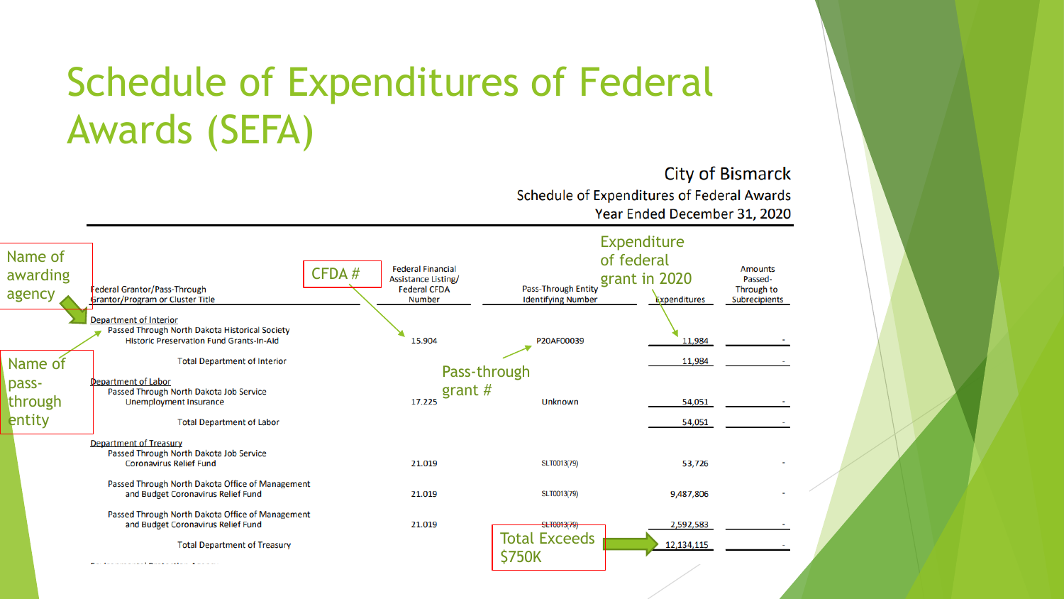# Schedule of Expenditures of Federal Awards (SEFA)

City of Bismarck
Schedule of Expenditures of Federal Awards
Year Ended December 31, 2020

Annotations: Name of awarding agency; Name of pass-through entity; CFDA #; Pass-through grant #; Expenditure of federal grant in 2020; Total Exceeds $750K

| Federal Grantor/Pass-Through Grantor/Program or Cluster Title | Federal Financial Assistance Listing/ Federal CFDA Number | Pass-Through Entity Identifying Number | Expenditures | Amounts Passed-Through to Subrecipients |
|---|---|---|---|---|
| Department of Interior | | | | |
| Passed Through North Dakota Historical Society | | | | |
| Historic Preservation Fund Grants-In-Aid | 15.904 | P20AF00039 | 11,984 | - |
| Total Department of Interior | | | 11,984 | - |
| Department of Labor | | | | |
| Passed Through North Dakota Job Service | | | | |
| Unemployment insurance | 17.225 | Unknown | 54,051 | - |
| Total Department of Labor | | | 54,051 | - |
| Department of Treasury | | | | |
| Passed Through North Dakota Job Service Coronavirus Relief Fund | 21.019 | SLT0013(79) | 53,726 | - |
| Passed Through North Dakota Office of Management and Budget Coronavirus Relief Fund | 21.019 | SLT0013(79) | 9,487,806 | - |
| Passed Through North Dakota Office of Management and Budget Coronavirus Relief Fund | 21.019 | SLT0013(79) | 2,592,583 | - |
| Total Department of Treasury | | | 12,134,115 | - |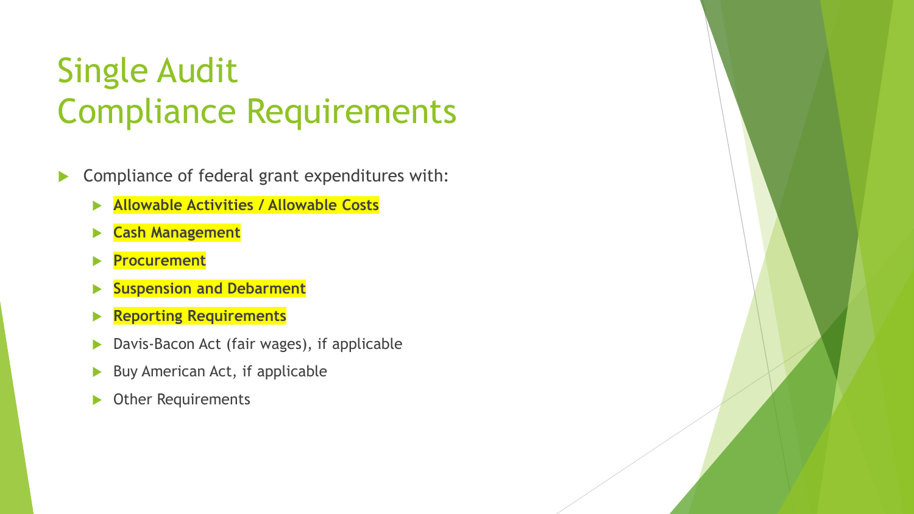# Single Audit Compliance Requirements

- Compliance of federal grant expenditures with:
  - **Allowable Activities / Allowable Costs**
  - **Cash Management**
  - **Procurement**
  - **Suspension and Debarment**
  - **Reporting Requirements**
  - Davis-Bacon Act (fair wages), if applicable
  - Buy American Act, if applicable
  - Other Requirements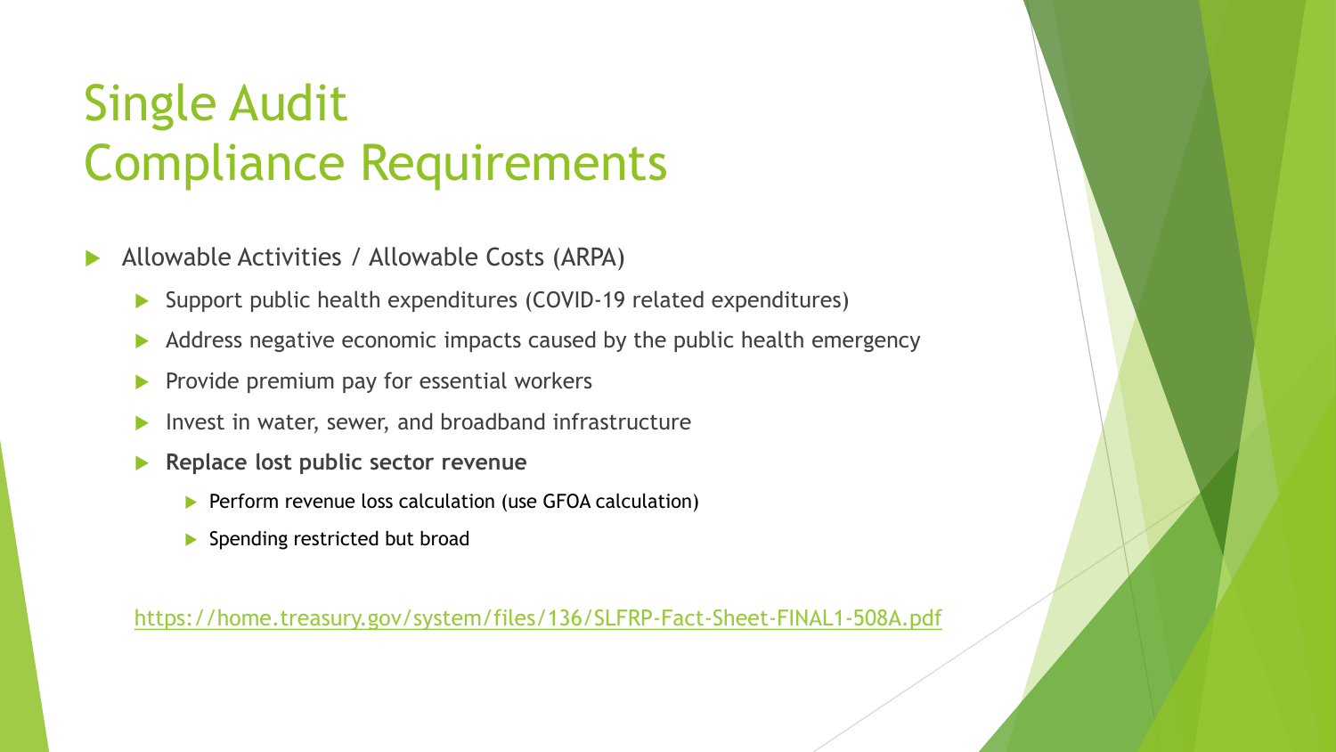# Single Audit Compliance Requirements

- Allowable Activities / Allowable Costs (ARPA)
  - Support public health expenditures (COVID-19 related expenditures)
  - Address negative economic impacts caused by the public health emergency
  - Provide premium pay for essential workers
  - Invest in water, sewer, and broadband infrastructure
  - **Replace lost public sector revenue**
    - Perform revenue loss calculation (use GFOA calculation)
    - Spending restricted but broad

https://home.treasury.gov/system/files/136/SLFRP-Fact-Sheet-FINAL1-508A.pdf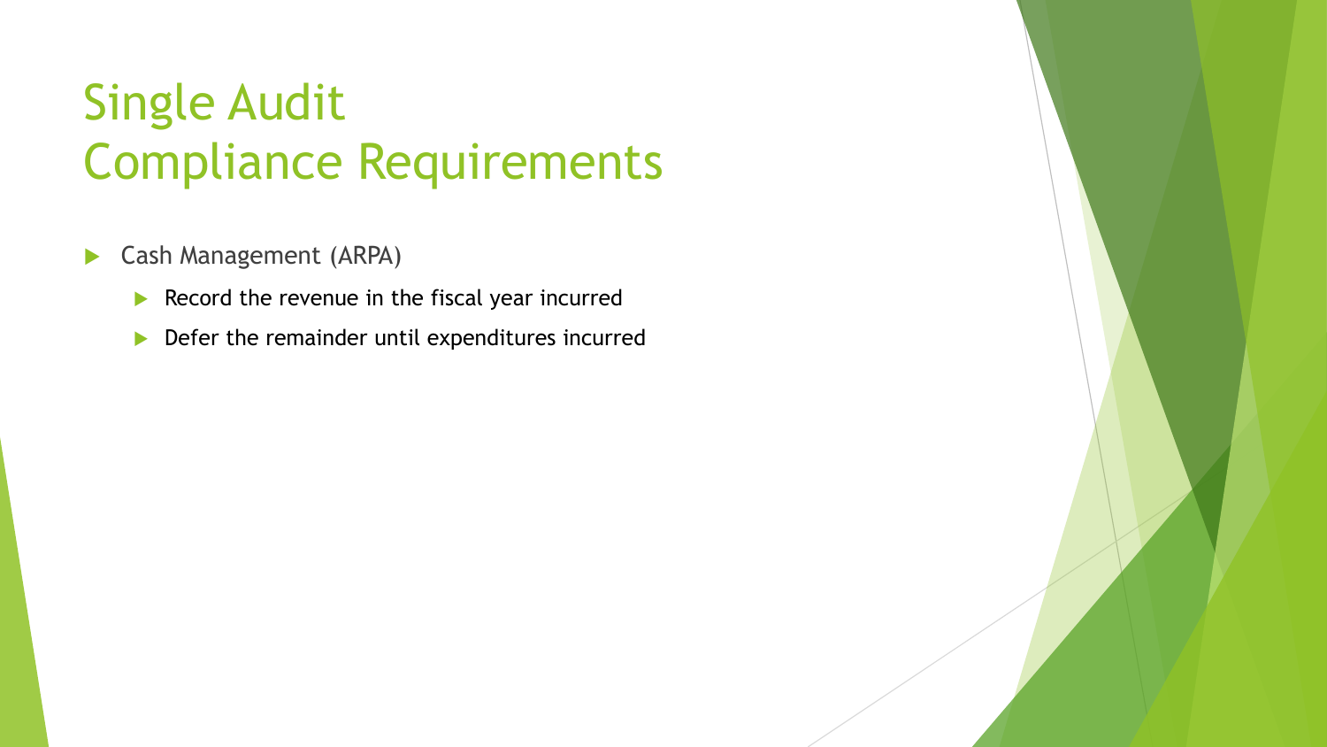# Single Audit Compliance Requirements

- Cash Management (ARPA)
  - Record the revenue in the fiscal year incurred
  - Defer the remainder until expenditures incurred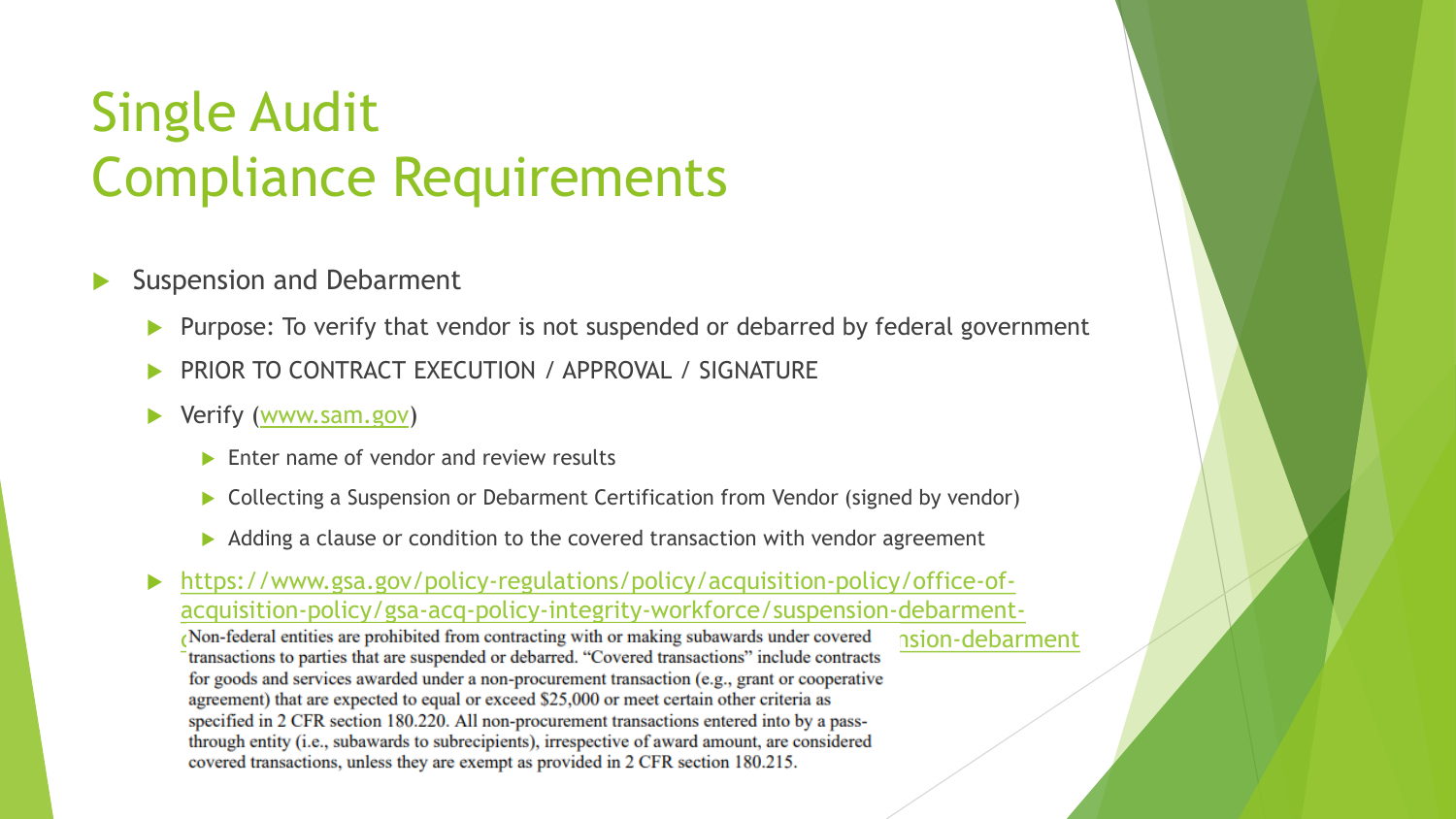# Single Audit Compliance Requirements

- Suspension and Debarment
  - Purpose: To verify that vendor is not suspended or debarred by federal government
  - PRIOR TO CONTRACT EXECUTION / APPROVAL / SIGNATURE
  - Verify (www.sam.gov)
    - Enter name of vendor and review results
    - Collecting a Suspension or Debarment Certification from Vendor (signed by vendor)
    - Adding a clause or condition to the covered transaction with vendor agreement
  - https://www.gsa.gov/policy-regulations/policy/acquisition-policy/office-of-acquisition-policy/gsa-acq-policy-integrity-workforce/suspension-debarment-...nsion-debarment

Non-federal entities are prohibited from contracting with or making subawards under covered transactions to parties that are suspended or debarred. "Covered transactions" include contracts for goods and services awarded under a non-procurement transaction (e.g., grant or cooperative agreement) that are expected to equal or exceed $25,000 or meet certain other criteria as specified in 2 CFR section 180.220. All non-procurement transactions entered into by a pass-through entity (i.e., subawards to subrecipients), irrespective of award amount, are considered covered transactions, unless they are exempt as provided in 2 CFR section 180.215.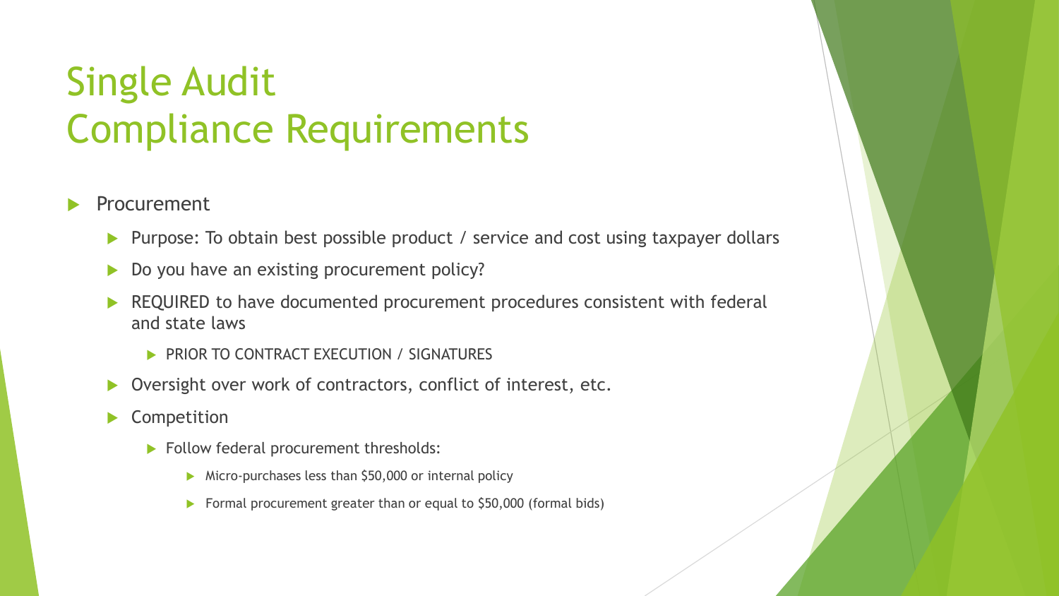# Single Audit Compliance Requirements

- Procurement
  - Purpose: To obtain best possible product / service and cost using taxpayer dollars
  - Do you have an existing procurement policy?
  - REQUIRED to have documented procurement procedures consistent with federal and state laws
    - PRIOR TO CONTRACT EXECUTION / SIGNATURES
  - Oversight over work of contractors, conflict of interest, etc.
  - Competition
    - Follow federal procurement thresholds:
      - Micro-purchases less than $50,000 or internal policy
      - Formal procurement greater than or equal to $50,000 (formal bids)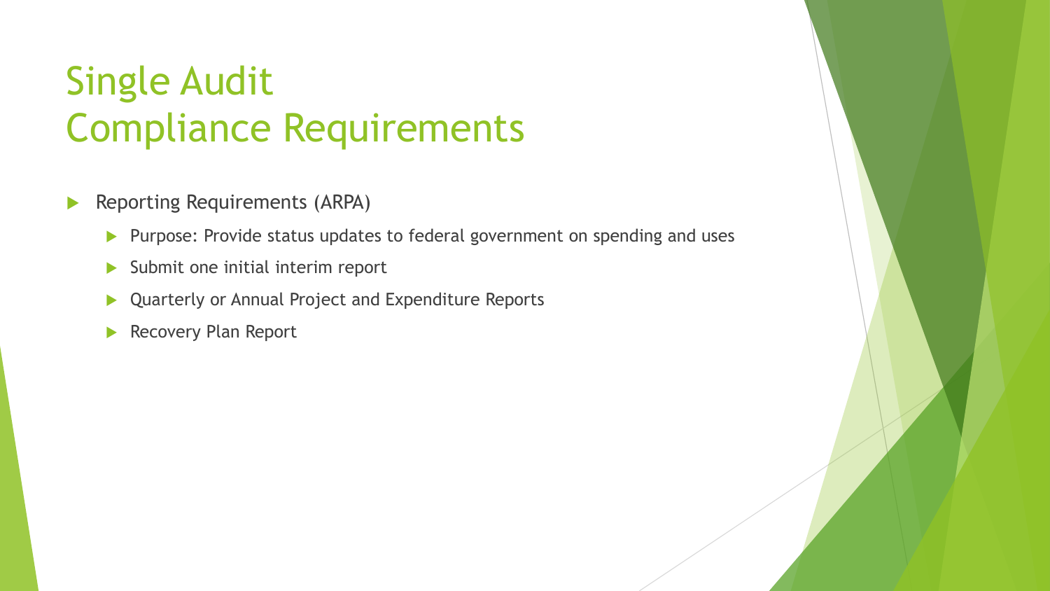# Single Audit Compliance Requirements

- Reporting Requirements (ARPA)
  - Purpose: Provide status updates to federal government on spending and uses
  - Submit one initial interim report
  - Quarterly or Annual Project and Expenditure Reports
  - Recovery Plan Report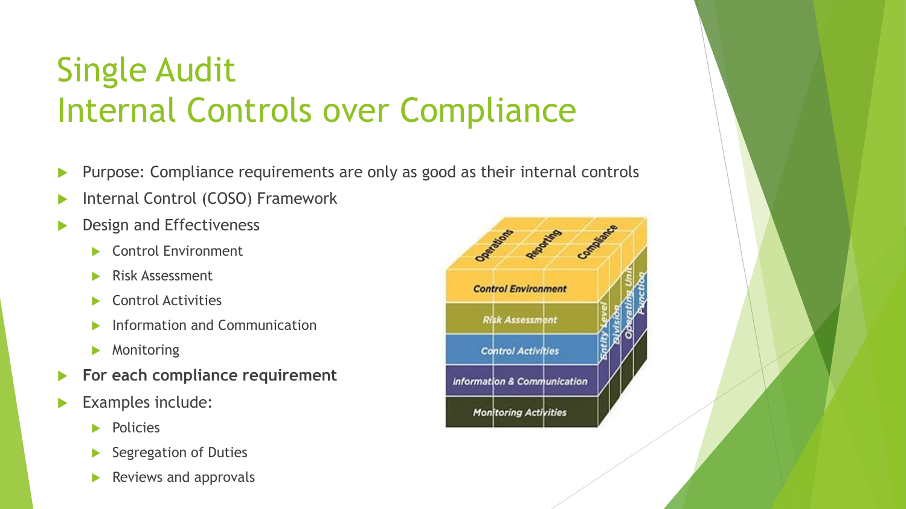# Single Audit
# Internal Controls over Compliance

- Purpose: Compliance requirements are only as good as their internal controls
- Internal Control (COSO) Framework
- Design and Effectiveness
  - Control Environment
  - Risk Assessment
  - Control Activities
  - Information and Communication
  - Monitoring
- **For each compliance requirement**
- Examples include:
  - Policies
  - Segregation of Duties
  - Reviews and approvals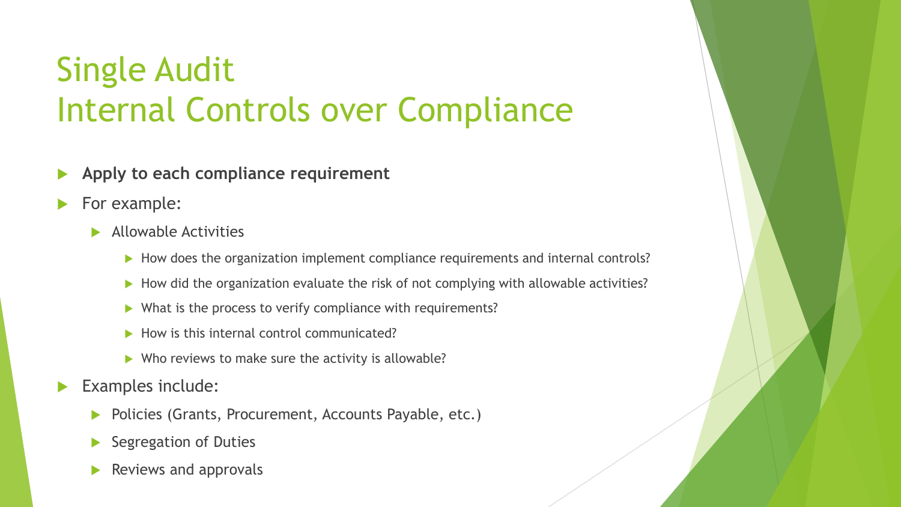# Single Audit
# Internal Controls over Compliance

- **Apply to each compliance requirement**
- For example:
  - Allowable Activities
    - How does the organization implement compliance requirements and internal controls?
    - How did the organization evaluate the risk of not complying with allowable activities?
    - What is the process to verify compliance with requirements?
    - How is this internal control communicated?
    - Who reviews to make sure the activity is allowable?
- Examples include:
  - Policies (Grants, Procurement, Accounts Payable, etc.)
  - Segregation of Duties
  - Reviews and approvals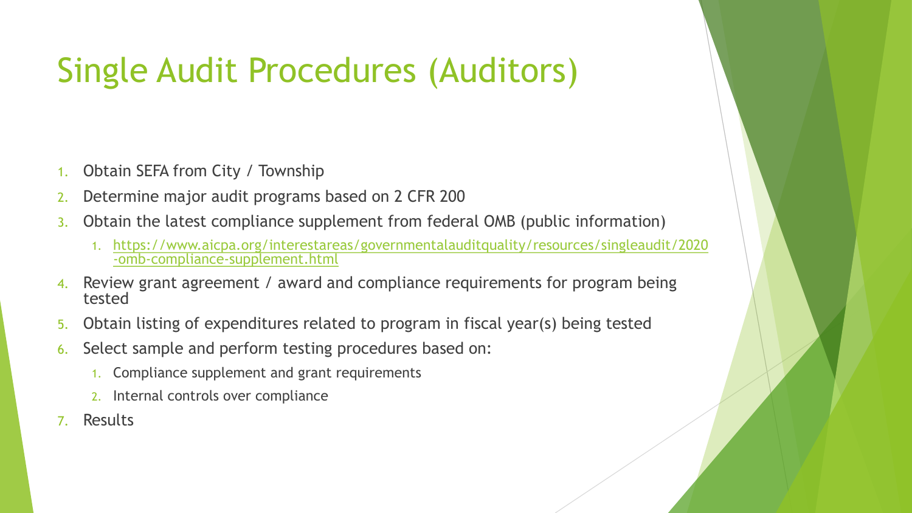# Single Audit Procedures (Auditors)

1. Obtain SEFA from City / Township
2. Determine major audit programs based on 2 CFR 200
3. Obtain the latest compliance supplement from federal OMB (public information)
   1. https://www.aicpa.org/interestareas/governmentalauditquality/resources/singleaudit/2020-omb-compliance-supplement.html
4. Review grant agreement / award and compliance requirements for program being tested
5. Obtain listing of expenditures related to program in fiscal year(s) being tested
6. Select sample and perform testing procedures based on:
   1. Compliance supplement and grant requirements
   2. Internal controls over compliance
7. Results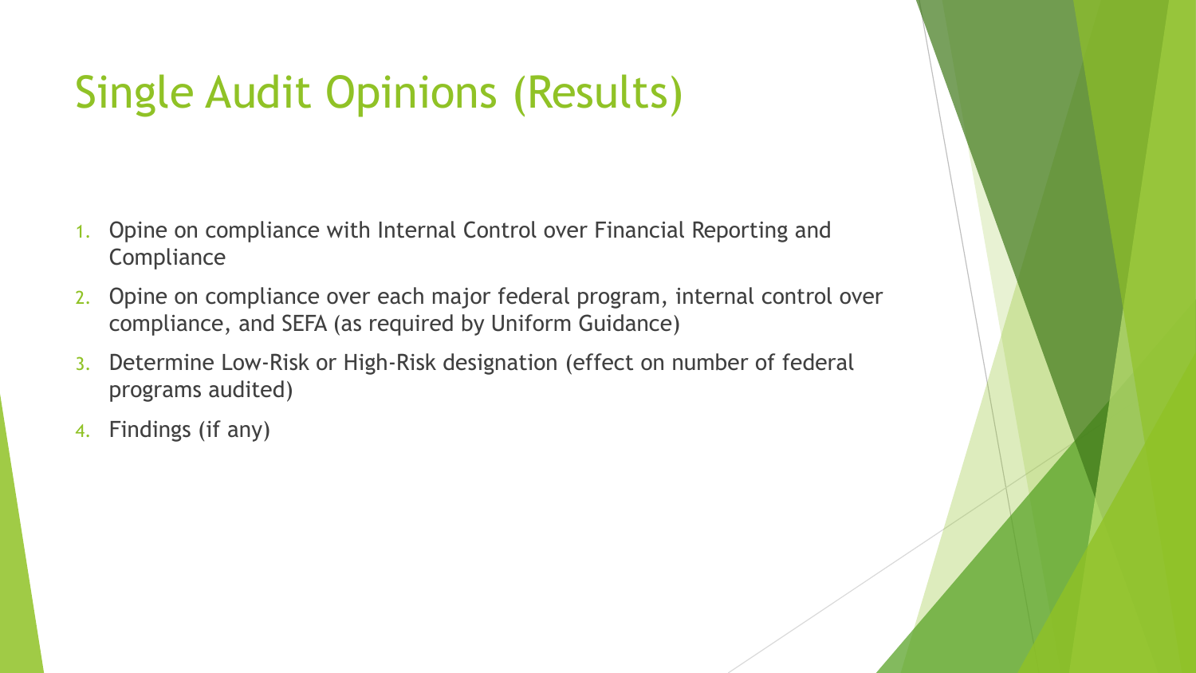# Single Audit Opinions (Results)

1. Opine on compliance with Internal Control over Financial Reporting and Compliance
2. Opine on compliance over each major federal program, internal control over compliance, and SEFA (as required by Uniform Guidance)
3. Determine Low-Risk or High-Risk designation (effect on number of federal programs audited)
4. Findings (if any)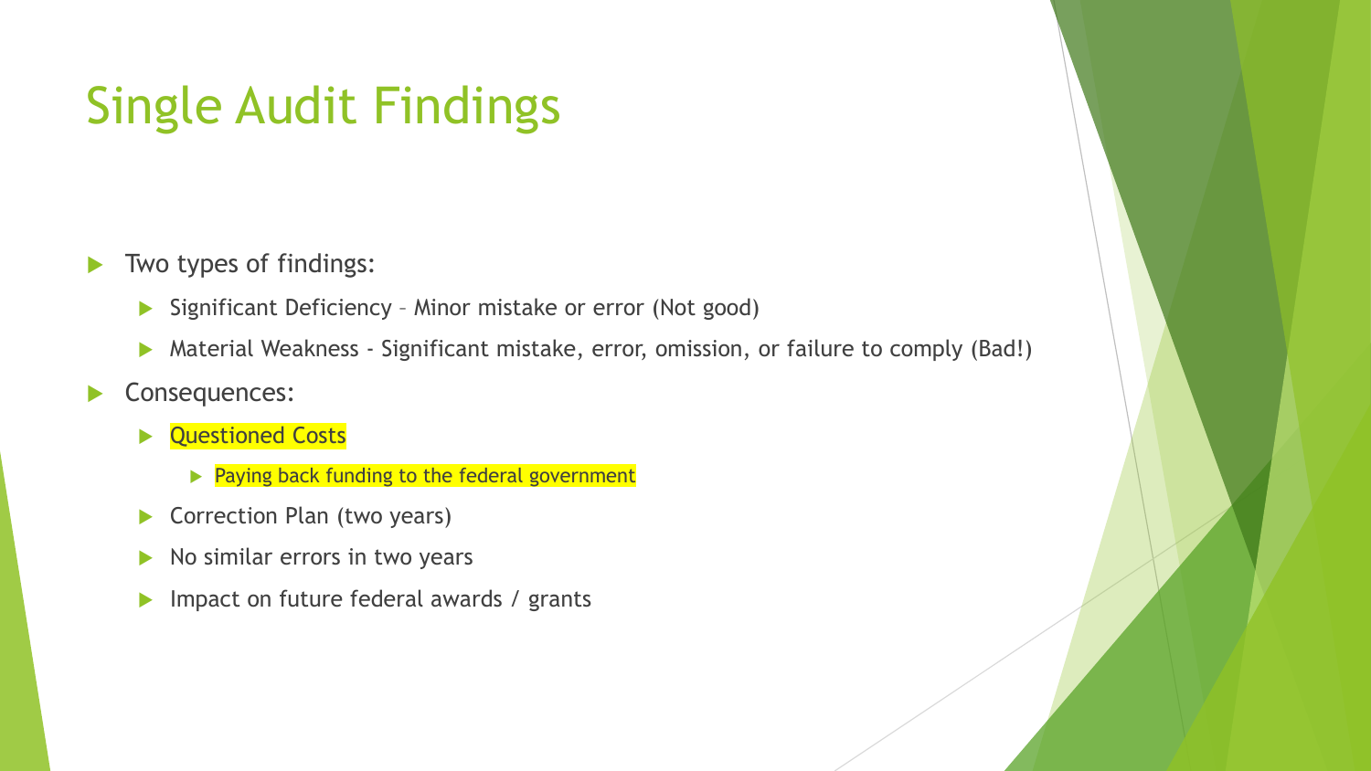# Single Audit Findings

- Two types of findings:
  - Significant Deficiency – Minor mistake or error (Not good)
  - Material Weakness - Significant mistake, error, omission, or failure to comply (Bad!)
- Consequences:
  - Questioned Costs
    - Paying back funding to the federal government
  - Correction Plan (two years)
  - No similar errors in two years
  - Impact on future federal awards / grants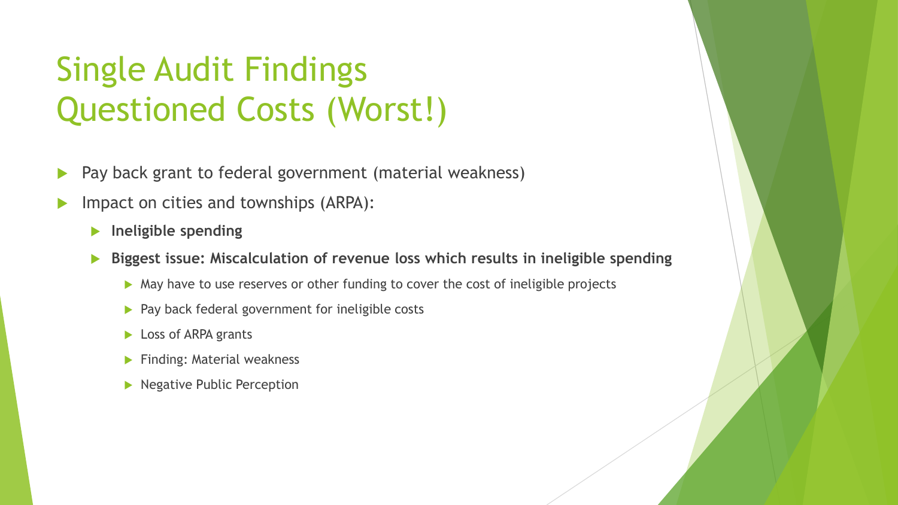# Single Audit Findings Questioned Costs (Worst!)

- Pay back grant to federal government (material weakness)
- Impact on cities and townships (ARPA):
  - **Ineligible spending**
  - **Biggest issue: Miscalculation of revenue loss which results in ineligible spending**
    - May have to use reserves or other funding to cover the cost of ineligible projects
    - Pay back federal government for ineligible costs
    - Loss of ARPA grants
    - Finding: Material weakness
    - Negative Public Perception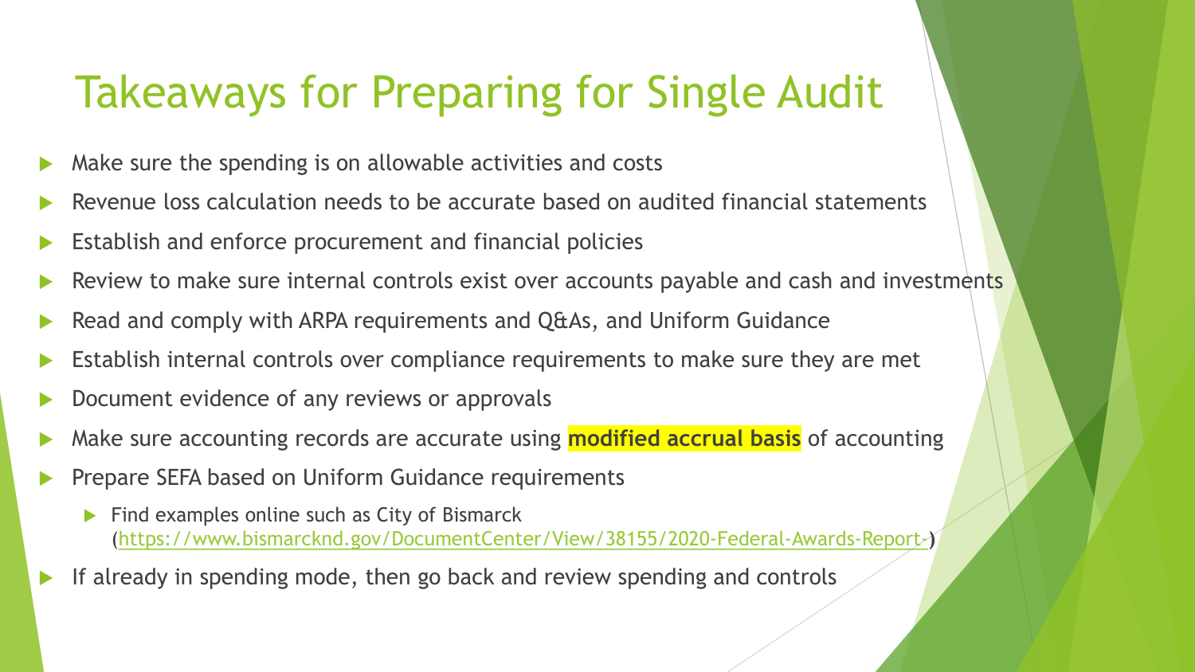# Takeaways for Preparing for Single Audit

- Make sure the spending is on allowable activities and costs
- Revenue loss calculation needs to be accurate based on audited financial statements
- Establish and enforce procurement and financial policies
- Review to make sure internal controls exist over accounts payable and cash and investments
- Read and comply with ARPA requirements and Q&As, and Uniform Guidance
- Establish internal controls over compliance requirements to make sure they are met
- Document evidence of any reviews or approvals
- Make sure accounting records are accurate using **modified accrual basis** of accounting
- Prepare SEFA based on Uniform Guidance requirements
  - Find examples online such as City of Bismarck (https://www.bismarcknd.gov/DocumentCenter/View/38155/2020-Federal-Awards-Report-)
- If already in spending mode, then go back and review spending and controls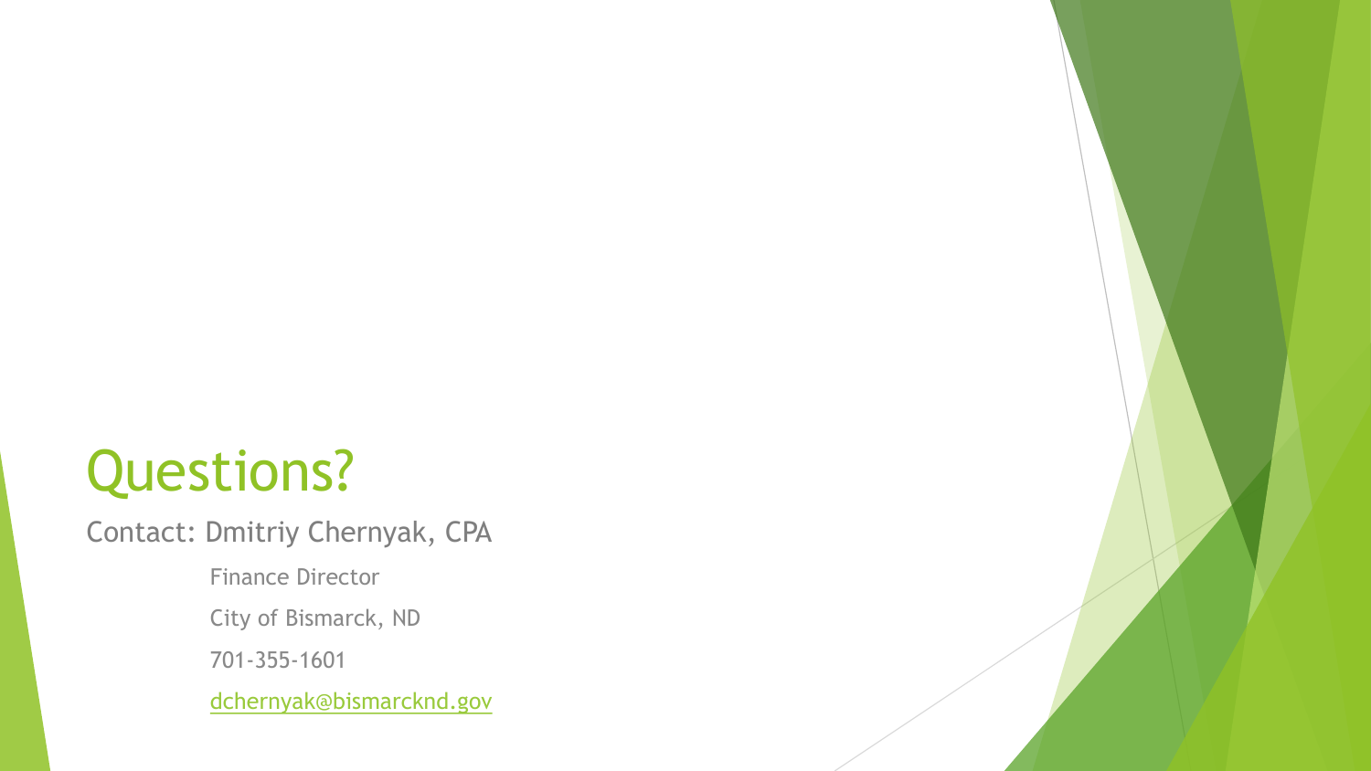# Questions?

Contact: Dmitriy Chernyak, CPA

Finance Director

City of Bismarck, ND

701-355-1601

dchernyak@bismarcknd.gov